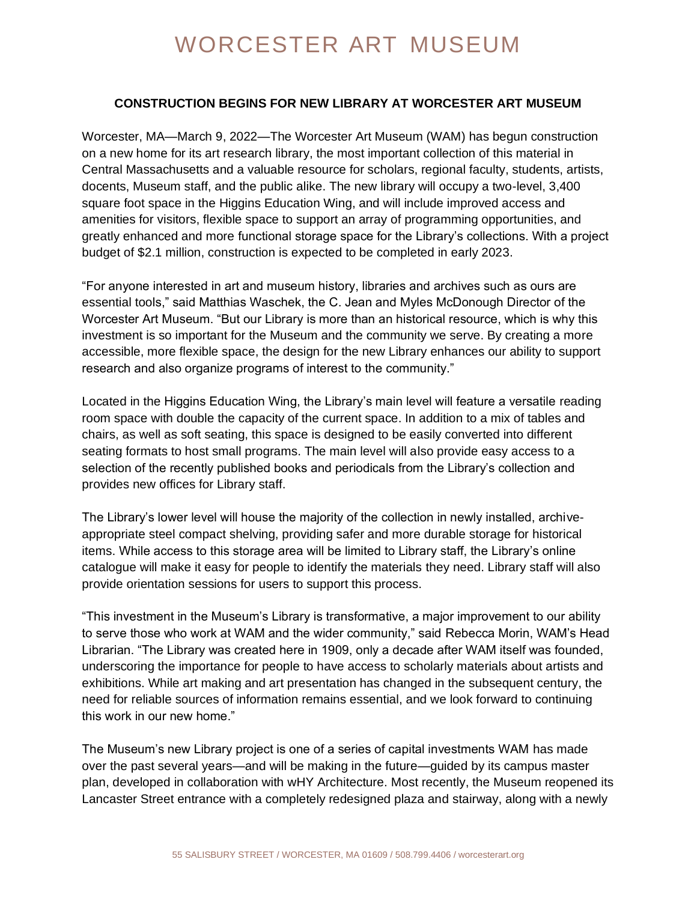# WORCESTER ART MUSEUM

## CONSTRUCTION BEGINS FOR NEW LIBRARY AT WORCESTER ART MUSEUM

Worcester, MA—March 9, 2022—The Worcester Art Museum (WAM) has begun construction on a new home for its art research library, the most important collection of this material in Central Massachusetts and a valuable resource for scholars, regional faculty, students, artists, docents, Museum staff, and the public alike. The new library will occupy a two-level, 3,400 square foot space in the Higgins Education Wing, and will include improved access and amenities for visitors, flexible space to support an array of programming opportunities, and greatly enhanced and more functional storage space for the Library's collections. With a project budget of $2.1 million, construction is expected to be completed in early 2023.

"For anyone interested in art and museum history, libraries and archives such as ours are essential tools," said Matthias Waschek, the C. Jean and Myles McDonough Director of the Worcester Art Museum. "But our Library is more than an historical resource, which is why this investment is so important for the Museum and the community we serve. By creating a more accessible, more flexible space, the design for the new Library enhances our ability to support research and also organize programs of interest to the community."

Located in the Higgins Education Wing, the Library's main level will feature a versatile reading room space with double the capacity of the current space. In addition to a mix of tables and chairs, as well as soft seating, this space is designed to be easily converted into different seating formats to host small programs. The main level will also provide easy access to a selection of the recently published books and periodicals from the Library's collection and provides new offices for Library staff.

The Library's lower level will house the majority of the collection in newly installed, archive-appropriate steel compact shelving, providing safer and more durable storage for historical items. While access to this storage area will be limited to Library staff, the Library's online catalogue will make it easy for people to identify the materials they need. Library staff will also provide orientation sessions for users to support this process.

"This investment in the Museum's Library is transformative, a major improvement to our ability to serve those who work at WAM and the wider community," said Rebecca Morin, WAM's Head Librarian. "The Library was created here in 1909, only a decade after WAM itself was founded, underscoring the importance for people to have access to scholarly materials about artists and exhibitions. While art making and art presentation has changed in the subsequent century, the need for reliable sources of information remains essential, and we look forward to continuing this work in our new home."

The Museum's new Library project is one of a series of capital investments WAM has made over the past several years—and will be making in the future—guided by its campus master plan, developed in collaboration with wHY Architecture. Most recently, the Museum reopened its Lancaster Street entrance with a completely redesigned plaza and stairway, along with a newly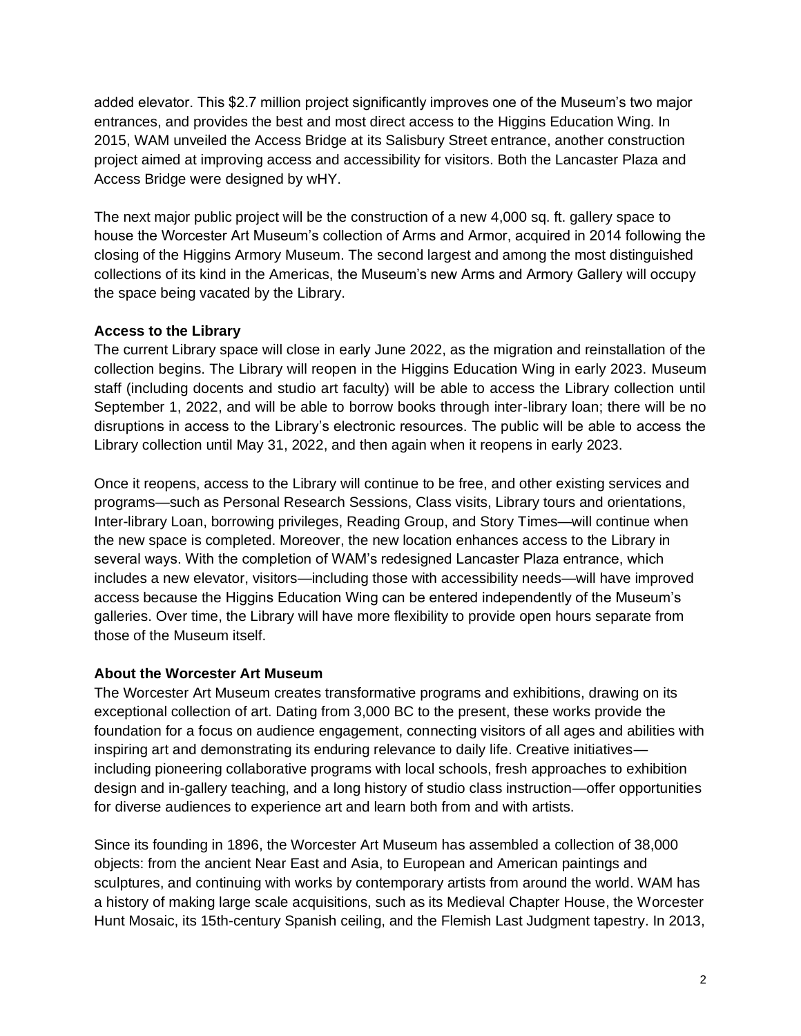added elevator. This $2.7 million project significantly improves one of the Museum's two major entrances, and provides the best and most direct access to the Higgins Education Wing. In 2015, WAM unveiled the Access Bridge at its Salisbury Street entrance, another construction project aimed at improving access and accessibility for visitors. Both the Lancaster Plaza and Access Bridge were designed by wHY.

The next major public project will be the construction of a new 4,000 sq. ft. gallery space to house the Worcester Art Museum's collection of Arms and Armor, acquired in 2014 following the closing of the Higgins Armory Museum. The second largest and among the most distinguished collections of its kind in the Americas, the Museum's new Arms and Armory Gallery will occupy the space being vacated by the Library.

**Access to the Library**

The current Library space will close in early June 2022, as the migration and reinstallation of the collection begins. The Library will reopen in the Higgins Education Wing in early 2023. Museum staff (including docents and studio art faculty) will be able to access the Library collection until September 1, 2022, and will be able to borrow books through inter-library loan; there will be no disruptions in access to the Library's electronic resources. The public will be able to access the Library collection until May 31, 2022, and then again when it reopens in early 2023.

Once it reopens, access to the Library will continue to be free, and other existing services and programs—such as Personal Research Sessions, Class visits, Library tours and orientations, Inter-library Loan, borrowing privileges, Reading Group, and Story Times—will continue when the new space is completed. Moreover, the new location enhances access to the Library in several ways. With the completion of WAM's redesigned Lancaster Plaza entrance, which includes a new elevator, visitors—including those with accessibility needs—will have improved access because the Higgins Education Wing can be entered independently of the Museum's galleries. Over time, the Library will have more flexibility to provide open hours separate from those of the Museum itself.

**About the Worcester Art Museum**

The Worcester Art Museum creates transformative programs and exhibitions, drawing on its exceptional collection of art. Dating from 3,000 BC to the present, these works provide the foundation for a focus on audience engagement, connecting visitors of all ages and abilities with inspiring art and demonstrating its enduring relevance to daily life. Creative initiatives—including pioneering collaborative programs with local schools, fresh approaches to exhibition design and in-gallery teaching, and a long history of studio class instruction—offer opportunities for diverse audiences to experience art and learn both from and with artists.

Since its founding in 1896, the Worcester Art Museum has assembled a collection of 38,000 objects: from the ancient Near East and Asia, to European and American paintings and sculptures, and continuing with works by contemporary artists from around the world. WAM has a history of making large scale acquisitions, such as its Medieval Chapter House, the Worcester Hunt Mosaic, its 15th-century Spanish ceiling, and the Flemish Last Judgment tapestry. In 2013,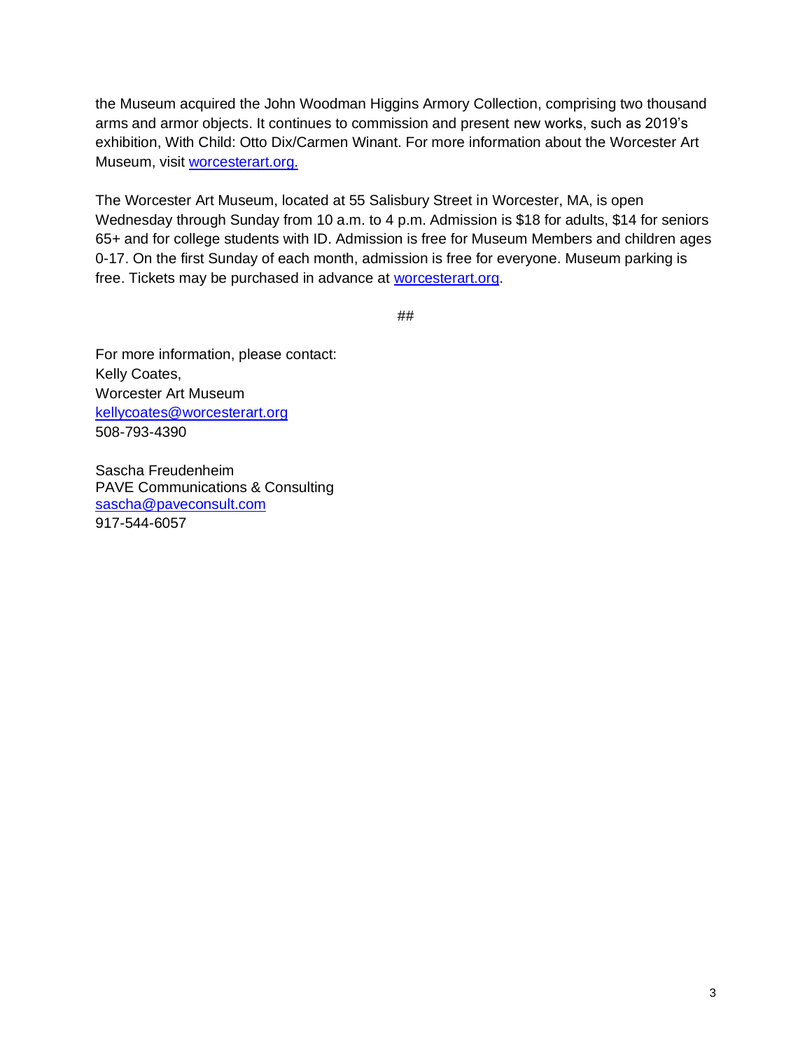the Museum acquired the John Woodman Higgins Armory Collection, comprising two thousand arms and armor objects. It continues to commission and present new works, such as 2019's exhibition, With Child: Otto Dix/Carmen Winant. For more information about the Worcester Art Museum, visit [worcesterart.org.](http://worcesterart.org)

The Worcester Art Museum, located at 55 Salisbury Street in Worcester, MA, is open Wednesday through Sunday from 10 a.m. to 4 p.m. Admission is $18 for adults, $14 for seniors 65+ and for college students with ID. Admission is free for Museum Members and children ages 0-17. On the first Sunday of each month, admission is free for everyone. Museum parking is free. Tickets may be purchased in advance at [worcesterart.org](http://worcesterart.org).

##

For more information, please contact:
Kelly Coates,
Worcester Art Museum
[kellycoates@worcesterart.org](mailto:kellycoates@worcesterart.org)
508-793-4390

Sascha Freudenheim
PAVE Communications & Consulting
[sascha@paveconsult.com](mailto:sascha@paveconsult.com)
917-544-6057